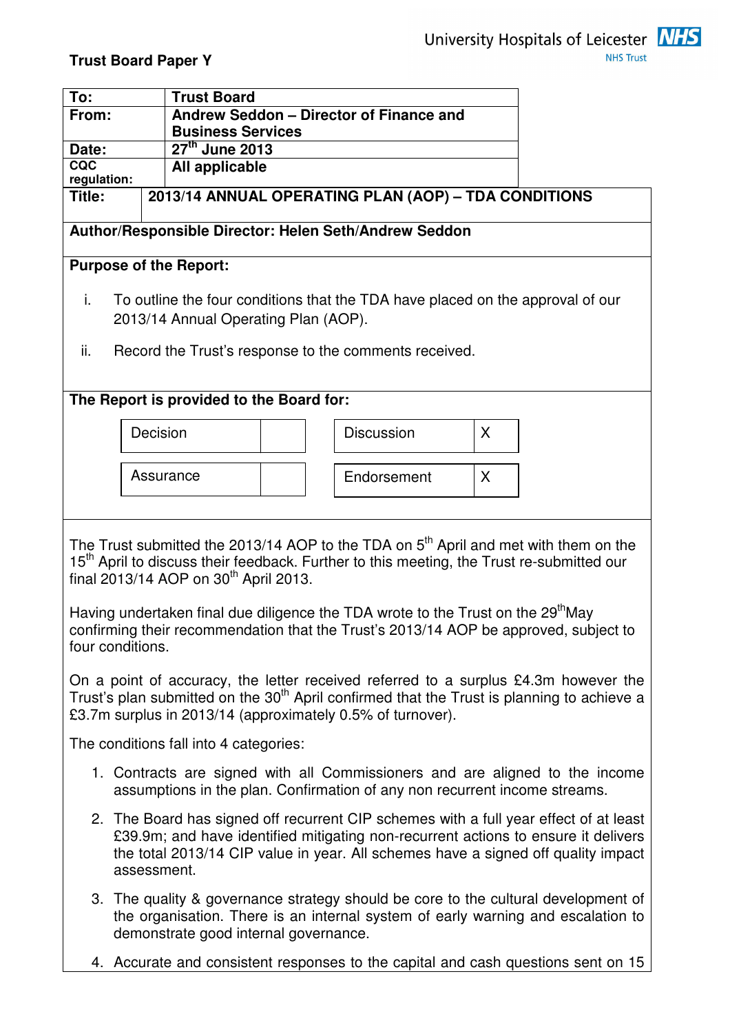**Trust Board Paper Y**

University Hospitals of Leicester NHS Trust

| | |
|---|---|
| **To:** | **Trust Board** |
| **From:** | **Andrew Seddon – Director of Finance and Business Services** |
| **Date:** | **27th June 2013** |
| **CQC regulation:** | **All applicable** |

**Title:** **2013/14 ANNUAL OPERATING PLAN (AOP) – TDA CONDITIONS**

**Author/Responsible Director: Helen Seth/Andrew Seddon**

**Purpose of the Report:**

i. To outline the four conditions that the TDA have placed on the approval of our 2013/14 Annual Operating Plan (AOP).

ii. Record the Trust's response to the comments received.

**The Report is provided to the Board for:**

| | | | |
|---|---|---|---|
| Decision | | Discussion | X |
| Assurance | | Endorsement | X |

The Trust submitted the 2013/14 AOP to the TDA on 5th April and met with them on the 15th April to discuss their feedback. Further to this meeting, the Trust re-submitted our final 2013/14 AOP on 30th April 2013.

Having undertaken final due diligence the TDA wrote to the Trust on the 29th May confirming their recommendation that the Trust's 2013/14 AOP be approved, subject to four conditions.

On a point of accuracy, the letter received referred to a surplus £4.3m however the Trust's plan submitted on the 30th April confirmed that the Trust is planning to achieve a £3.7m surplus in 2013/14 (approximately 0.5% of turnover).

The conditions fall into 4 categories:

1. Contracts are signed with all Commissioners and are aligned to the income assumptions in the plan. Confirmation of any non recurrent income streams.

2. The Board has signed off recurrent CIP schemes with a full year effect of at least £39.9m; and have identified mitigating non-recurrent actions to ensure it delivers the total 2013/14 CIP value in year. All schemes have a signed off quality impact assessment.

3. The quality & governance strategy should be core to the cultural development of the organisation. There is an internal system of early warning and escalation to demonstrate good internal governance.

4. Accurate and consistent responses to the capital and cash questions sent on 15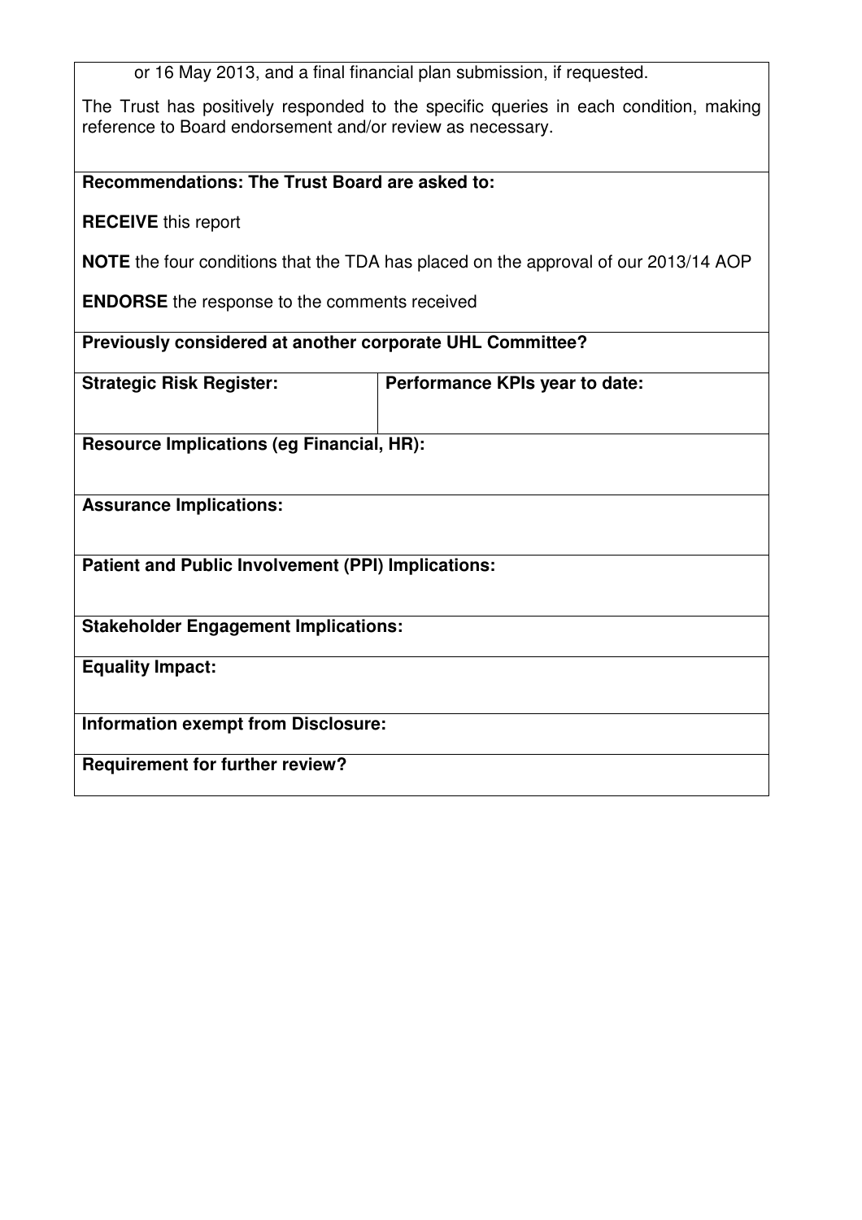or 16 May 2013, and a final financial plan submission, if requested.

The Trust has positively responded to the specific queries in each condition, making reference to Board endorsement and/or review as necessary.

| | |
|---|---|
| **Recommendations: The Trust Board are asked to:**<br><br>**RECEIVE** this report<br><br>**NOTE** the four conditions that the TDA has placed on the approval of our 2013/14 AOP<br><br>**ENDORSE** the response to the comments received | |
| **Previously considered at another corporate UHL Committee?** | |
| **Strategic Risk Register:** | **Performance KPIs year to date:** |
| **Resource Implications (eg Financial, HR):** | |
| **Assurance Implications:** | |
| **Patient and Public Involvement (PPI) Implications:** | |
| **Stakeholder Engagement Implications:** | |
| **Equality Impact:** | |
| **Information exempt from Disclosure:** | |
| **Requirement for further review?** | |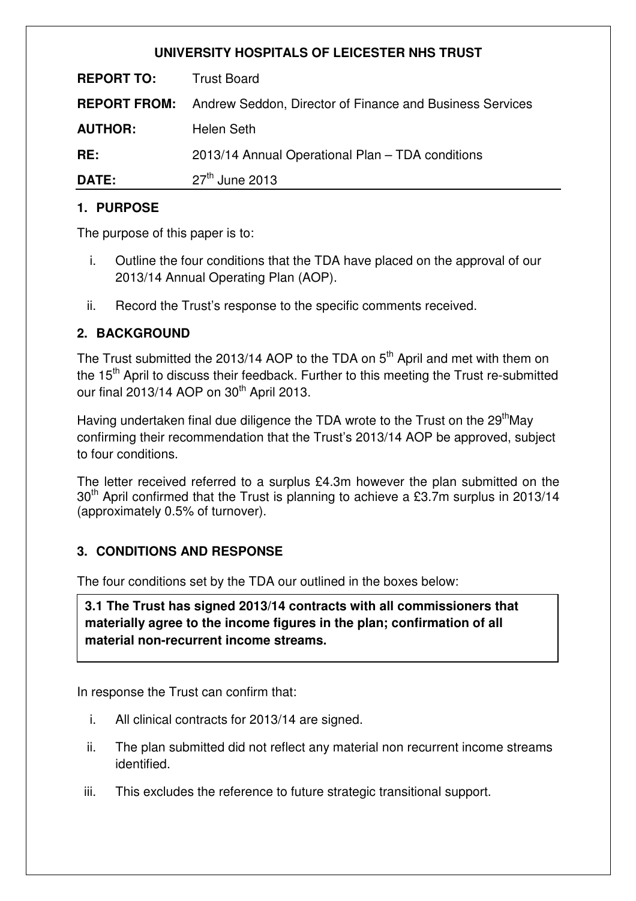**UNIVERSITY HOSPITALS OF LEICESTER NHS TRUST**

| | |
|---|---|
| **REPORT TO:** | Trust Board |
| **REPORT FROM:** | Andrew Seddon, Director of Finance and Business Services |
| **AUTHOR:** | Helen Seth |
| **RE:** | 2013/14 Annual Operational Plan – TDA conditions |
| **DATE:** | 27th June 2013 |

## 1. PURPOSE

The purpose of this paper is to:

i. Outline the four conditions that the TDA have placed on the approval of our 2013/14 Annual Operating Plan (AOP).

ii. Record the Trust's response to the specific comments received.

## 2. BACKGROUND

The Trust submitted the 2013/14 AOP to the TDA on 5th April and met with them on the 15th April to discuss their feedback. Further to this meeting the Trust re-submitted our final 2013/14 AOP on 30th April 2013.

Having undertaken final due diligence the TDA wrote to the Trust on the 29thMay confirming their recommendation that the Trust's 2013/14 AOP be approved, subject to four conditions.

The letter received referred to a surplus £4.3m however the plan submitted on the 30th April confirmed that the Trust is planning to achieve a £3.7m surplus in 2013/14 (approximately 0.5% of turnover).

## 3. CONDITIONS AND RESPONSE

The four conditions set by the TDA our outlined in the boxes below:

**3.1 The Trust has signed 2013/14 contracts with all commissioners that materially agree to the income figures in the plan; confirmation of all material non-recurrent income streams.**

In response the Trust can confirm that:

i. All clinical contracts for 2013/14 are signed.

ii. The plan submitted did not reflect any material non recurrent income streams identified.

iii. This excludes the reference to future strategic transitional support.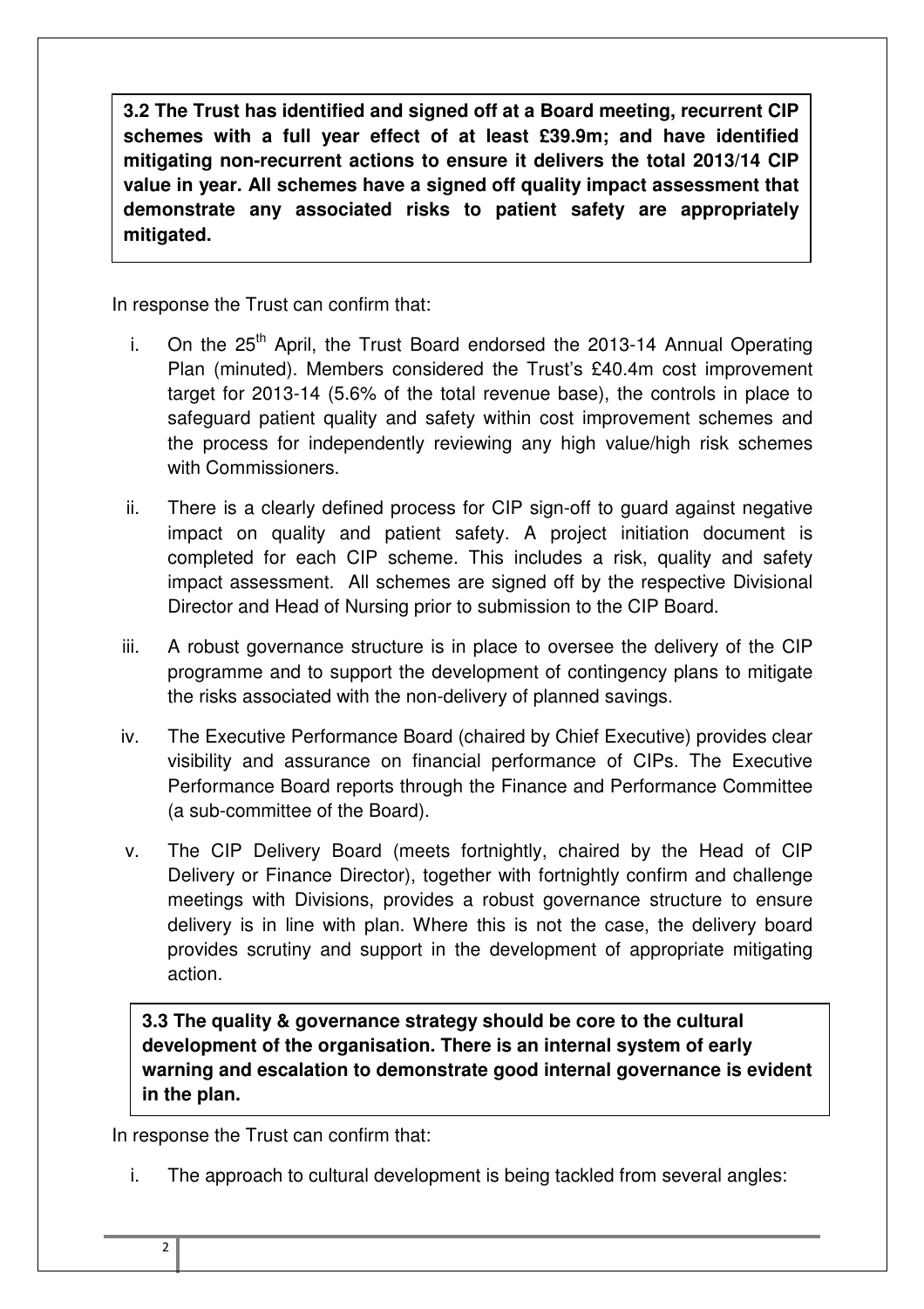**3.2 The Trust has identified and signed off at a Board meeting, recurrent CIP schemes with a full year effect of at least £39.9m; and have identified mitigating non-recurrent actions to ensure it delivers the total 2013/14 CIP value in year. All schemes have a signed off quality impact assessment that demonstrate any associated risks to patient safety are appropriately mitigated.**

In response the Trust can confirm that:

i. On the 25th April, the Trust Board endorsed the 2013-14 Annual Operating Plan (minuted). Members considered the Trust's £40.4m cost improvement target for 2013-14 (5.6% of the total revenue base), the controls in place to safeguard patient quality and safety within cost improvement schemes and the process for independently reviewing any high value/high risk schemes with Commissioners.

ii. There is a clearly defined process for CIP sign-off to guard against negative impact on quality and patient safety. A project initiation document is completed for each CIP scheme. This includes a risk, quality and safety impact assessment. All schemes are signed off by the respective Divisional Director and Head of Nursing prior to submission to the CIP Board.

iii. A robust governance structure is in place to oversee the delivery of the CIP programme and to support the development of contingency plans to mitigate the risks associated with the non-delivery of planned savings.

iv. The Executive Performance Board (chaired by Chief Executive) provides clear visibility and assurance on financial performance of CIPs. The Executive Performance Board reports through the Finance and Performance Committee (a sub-committee of the Board).

v. The CIP Delivery Board (meets fortnightly, chaired by the Head of CIP Delivery or Finance Director), together with fortnightly confirm and challenge meetings with Divisions, provides a robust governance structure to ensure delivery is in line with plan. Where this is not the case, the delivery board provides scrutiny and support in the development of appropriate mitigating action.

**3.3 The quality & governance strategy should be core to the cultural development of the organisation. There is an internal system of early warning and escalation to demonstrate good internal governance is evident in the plan.**

In response the Trust can confirm that:

i. The approach to cultural development is being tackled from several angles: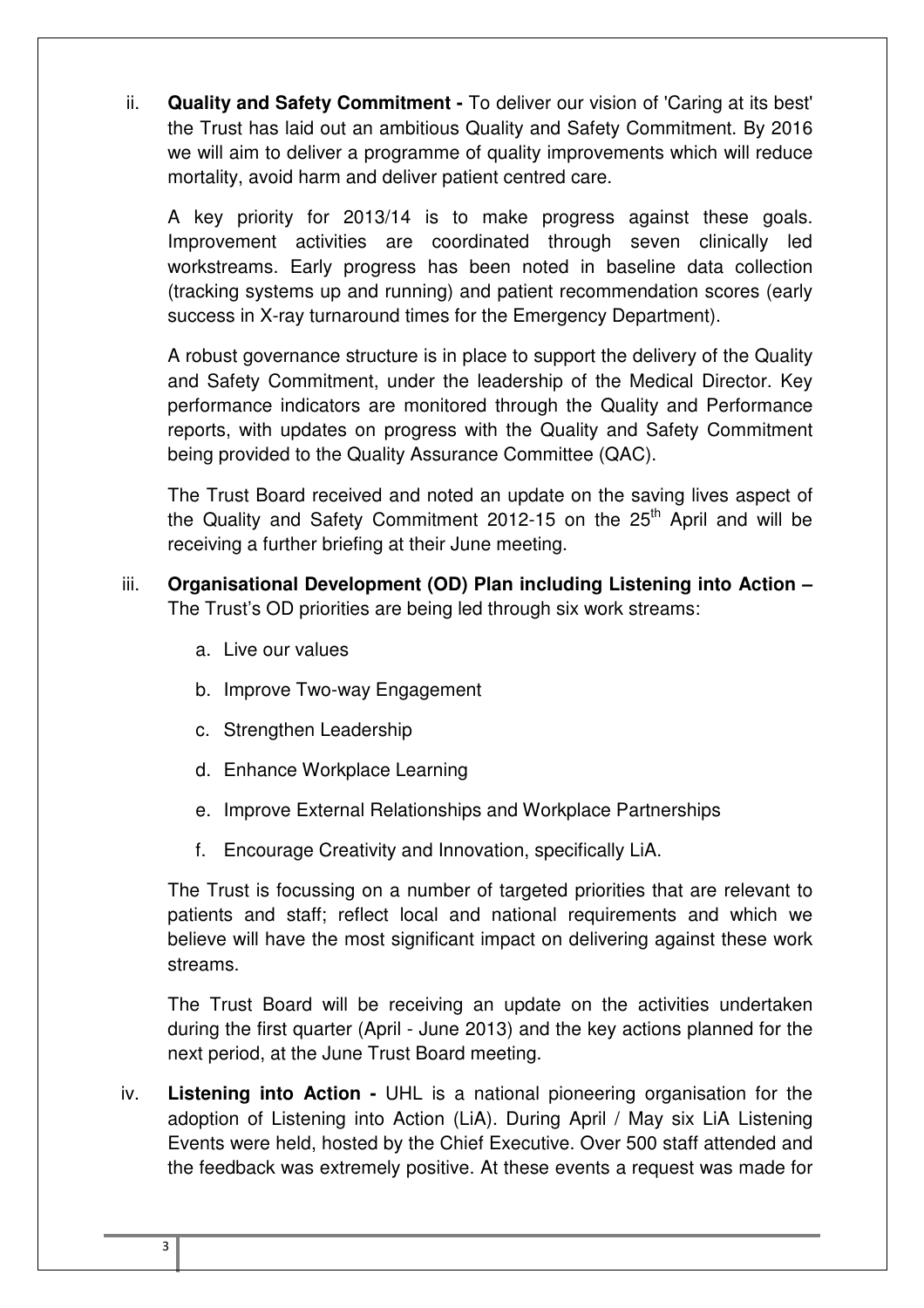ii. **Quality and Safety Commitment -** To deliver our vision of 'Caring at its best' the Trust has laid out an ambitious Quality and Safety Commitment. By 2016 we will aim to deliver a programme of quality improvements which will reduce mortality, avoid harm and deliver patient centred care.

A key priority for 2013/14 is to make progress against these goals. Improvement activities are coordinated through seven clinically led workstreams. Early progress has been noted in baseline data collection (tracking systems up and running) and patient recommendation scores (early success in X-ray turnaround times for the Emergency Department).

A robust governance structure is in place to support the delivery of the Quality and Safety Commitment, under the leadership of the Medical Director. Key performance indicators are monitored through the Quality and Performance reports, with updates on progress with the Quality and Safety Commitment being provided to the Quality Assurance Committee (QAC).

The Trust Board received and noted an update on the saving lives aspect of the Quality and Safety Commitment 2012-15 on the 25th April and will be receiving a further briefing at their June meeting.

iii. **Organisational Development (OD) Plan including Listening into Action –** The Trust's OD priorities are being led through six work streams:

a. Live our values

b. Improve Two-way Engagement

c. Strengthen Leadership

d. Enhance Workplace Learning

e. Improve External Relationships and Workplace Partnerships

f. Encourage Creativity and Innovation, specifically LiA.

The Trust is focussing on a number of targeted priorities that are relevant to patients and staff; reflect local and national requirements and which we believe will have the most significant impact on delivering against these work streams.

The Trust Board will be receiving an update on the activities undertaken during the first quarter (April - June 2013) and the key actions planned for the next period, at the June Trust Board meeting.

iv. **Listening into Action -** UHL is a national pioneering organisation for the adoption of Listening into Action (LiA). During April / May six LiA Listening Events were held, hosted by the Chief Executive. Over 500 staff attended and the feedback was extremely positive. At these events a request was made for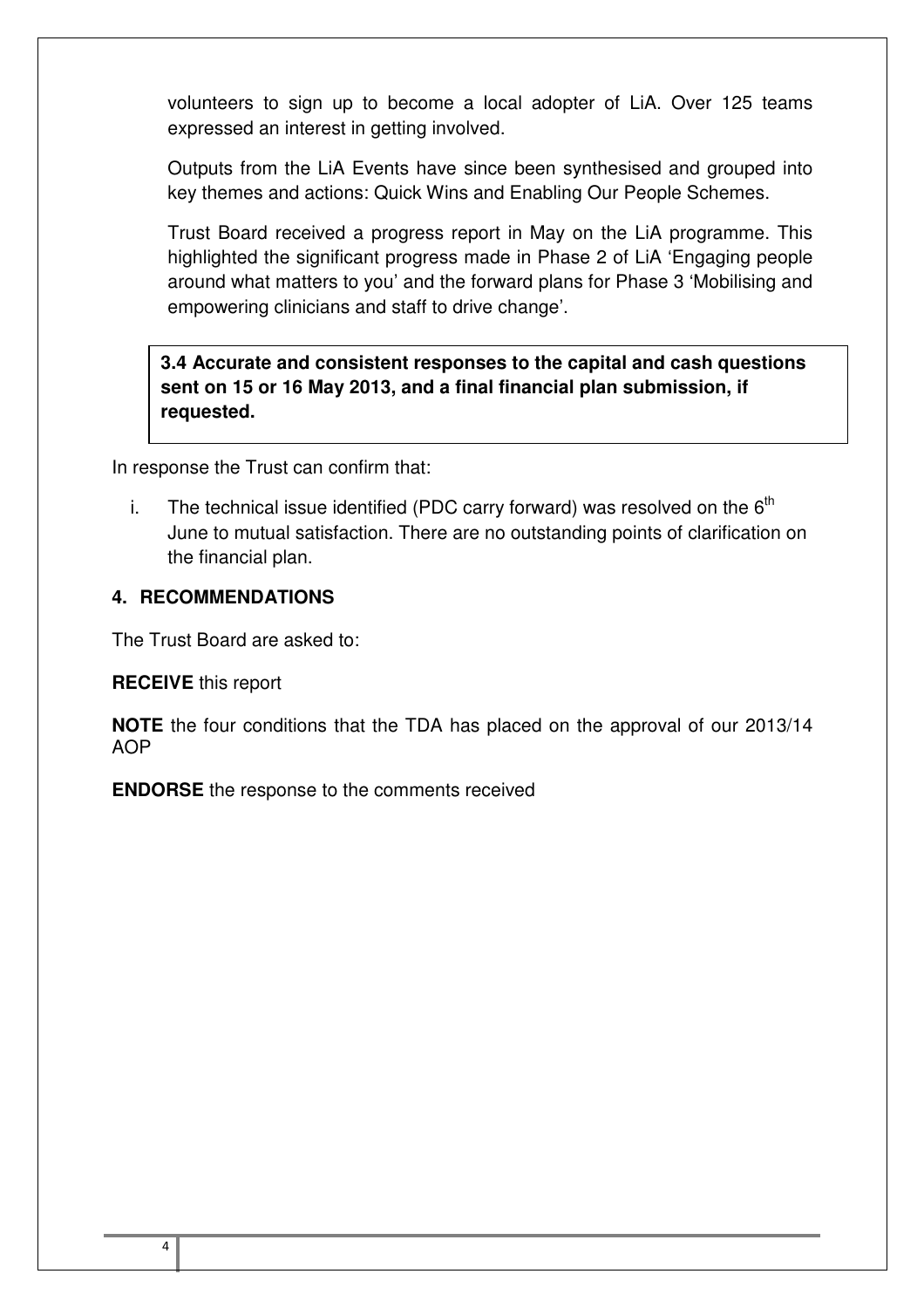volunteers to sign up to become a local adopter of LiA. Over 125 teams expressed an interest in getting involved.

Outputs from the LiA Events have since been synthesised and grouped into key themes and actions: Quick Wins and Enabling Our People Schemes.

Trust Board received a progress report in May on the LiA programme. This highlighted the significant progress made in Phase 2 of LiA 'Engaging people around what matters to you' and the forward plans for Phase 3 'Mobilising and empowering clinicians and staff to drive change'.

**3.4 Accurate and consistent responses to the capital and cash questions sent on 15 or 16 May 2013, and a final financial plan submission, if requested.**

In response the Trust can confirm that:

i. The technical issue identified (PDC carry forward) was resolved on the 6th June to mutual satisfaction. There are no outstanding points of clarification on the financial plan.

## 4. RECOMMENDATIONS

The Trust Board are asked to:

**RECEIVE** this report

**NOTE** the four conditions that the TDA has placed on the approval of our 2013/14 AOP

**ENDORSE** the response to the comments received